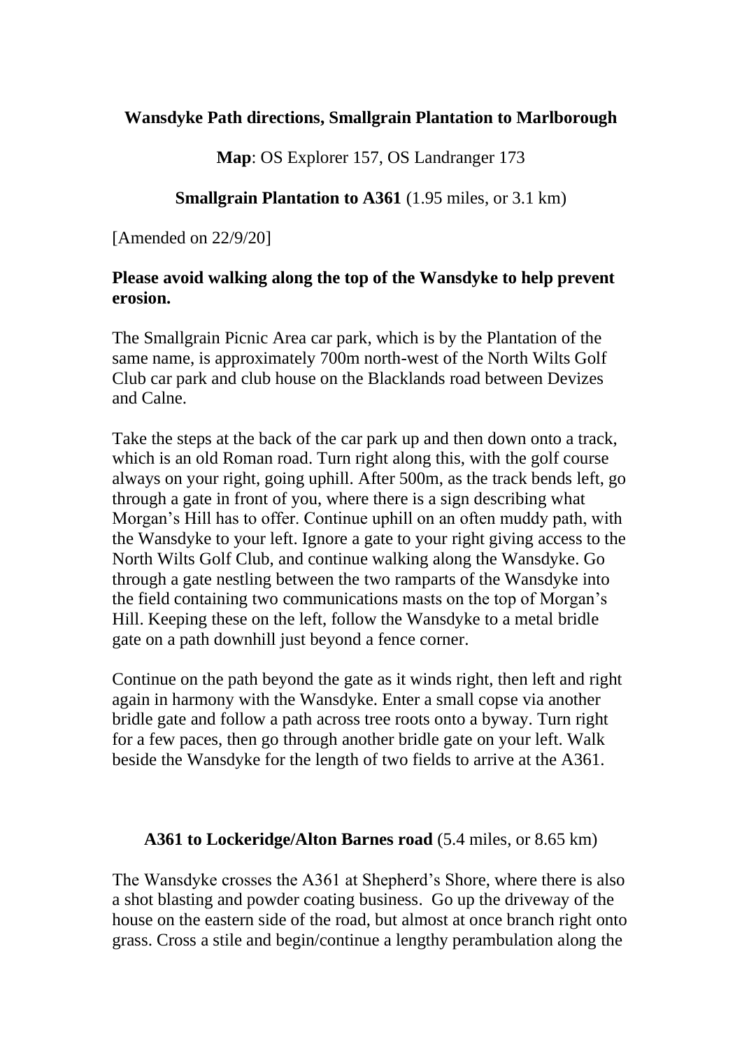# Wansdyke Path directions, Smallgrain Plantation to Marlborough

**Map**: OS Explorer 157, OS Landranger 173

## Smallgrain Plantation to A361 (1.95 miles, or 3.1 km)

[Amended on 22/9/20]

**Please avoid walking along the top of the Wansdyke to help prevent erosion.**

The Smallgrain Picnic Area car park, which is by the Plantation of the same name, is approximately 700m north-west of the North Wilts Golf Club car park and club house on the Blacklands road between Devizes and Calne.

Take the steps at the back of the car park up and then down onto a track, which is an old Roman road. Turn right along this, with the golf course always on your right, going uphill. After 500m, as the track bends left, go through a gate in front of you, where there is a sign describing what Morgan's Hill has to offer. Continue uphill on an often muddy path, with the Wansdyke to your left. Ignore a gate to your right giving access to the North Wilts Golf Club, and continue walking along the Wansdyke. Go through a gate nestling between the two ramparts of the Wansdyke into the field containing two communications masts on the top of Morgan's Hill. Keeping these on the left, follow the Wansdyke to a metal bridle gate on a path downhill just beyond a fence corner.

Continue on the path beyond the gate as it winds right, then left and right again in harmony with the Wansdyke. Enter a small copse via another bridle gate and follow a path across tree roots onto a byway. Turn right for a few paces, then go through another bridle gate on your left. Walk beside the Wansdyke for the length of two fields to arrive at the A361.

## A361 to Lockeridge/Alton Barnes road (5.4 miles, or 8.65 km)

The Wansdyke crosses the A361 at Shepherd's Shore, where there is also a shot blasting and powder coating business. Go up the driveway of the house on the eastern side of the road, but almost at once branch right onto grass. Cross a stile and begin/continue a lengthy perambulation along the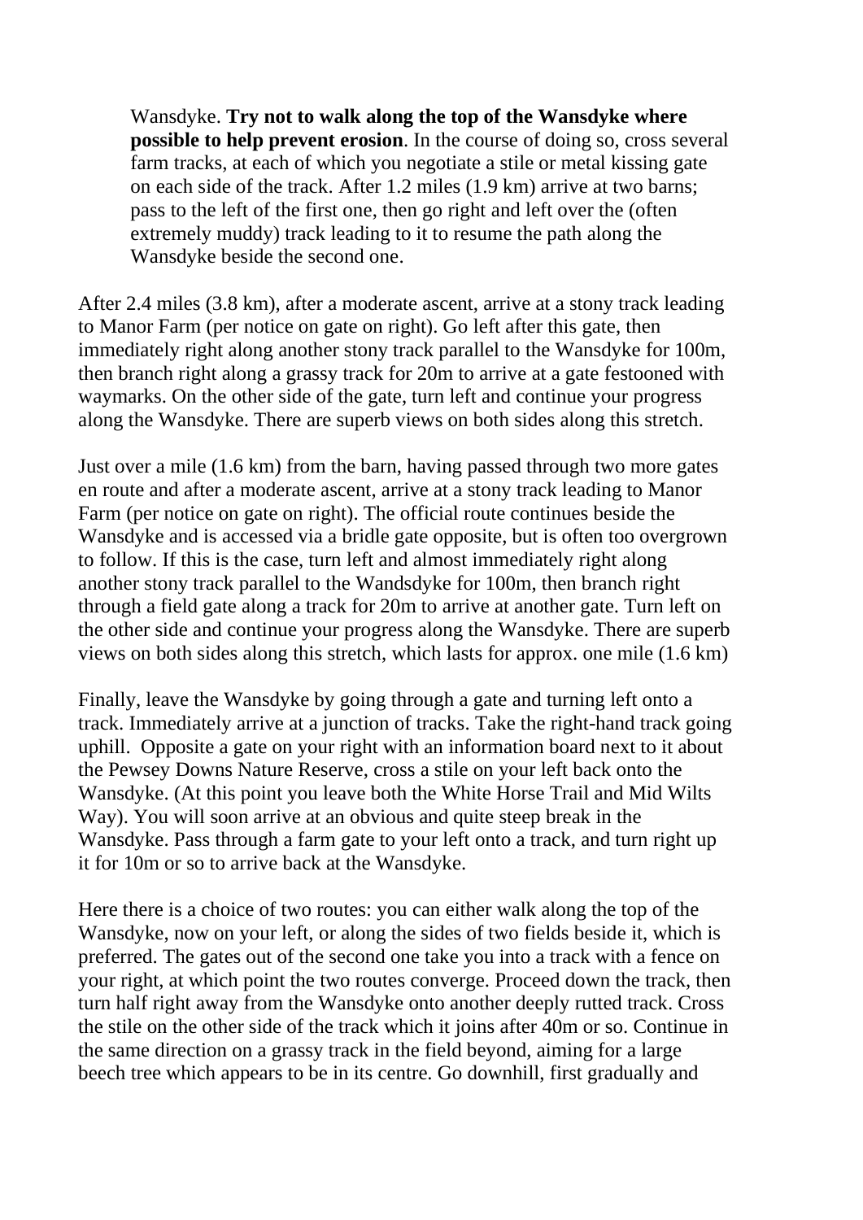Wansdyke. **Try not to walk along the top of the Wansdyke where possible to help prevent erosion**. In the course of doing so, cross several farm tracks, at each of which you negotiate a stile or metal kissing gate on each side of the track. After 1.2 miles (1.9 km) arrive at two barns; pass to the left of the first one, then go right and left over the (often extremely muddy) track leading to it to resume the path along the Wansdyke beside the second one.

After 2.4 miles (3.8 km), after a moderate ascent, arrive at a stony track leading to Manor Farm (per notice on gate on right). Go left after this gate, then immediately right along another stony track parallel to the Wansdyke for 100m, then branch right along a grassy track for 20m to arrive at a gate festooned with waymarks. On the other side of the gate, turn left and continue your progress along the Wansdyke. There are superb views on both sides along this stretch.

Just over a mile (1.6 km) from the barn, having passed through two more gates en route and after a moderate ascent, arrive at a stony track leading to Manor Farm (per notice on gate on right). The official route continues beside the Wansdyke and is accessed via a bridle gate opposite, but is often too overgrown to follow. If this is the case, turn left and almost immediately right along another stony track parallel to the Wandsdyke for 100m, then branch right through a field gate along a track for 20m to arrive at another gate. Turn left on the other side and continue your progress along the Wansdyke. There are superb views on both sides along this stretch, which lasts for approx. one mile (1.6 km)

Finally, leave the Wansdyke by going through a gate and turning left onto a track. Immediately arrive at a junction of tracks. Take the right-hand track going uphill. Opposite a gate on your right with an information board next to it about the Pewsey Downs Nature Reserve, cross a stile on your left back onto the Wansdyke. (At this point you leave both the White Horse Trail and Mid Wilts Way). You will soon arrive at an obvious and quite steep break in the Wansdyke. Pass through a farm gate to your left onto a track, and turn right up it for 10m or so to arrive back at the Wansdyke.

Here there is a choice of two routes: you can either walk along the top of the Wansdyke, now on your left, or along the sides of two fields beside it, which is preferred. The gates out of the second one take you into a track with a fence on your right, at which point the two routes converge. Proceed down the track, then turn half right away from the Wansdyke onto another deeply rutted track. Cross the stile on the other side of the track which it joins after 40m or so. Continue in the same direction on a grassy track in the field beyond, aiming for a large beech tree which appears to be in its centre. Go downhill, first gradually and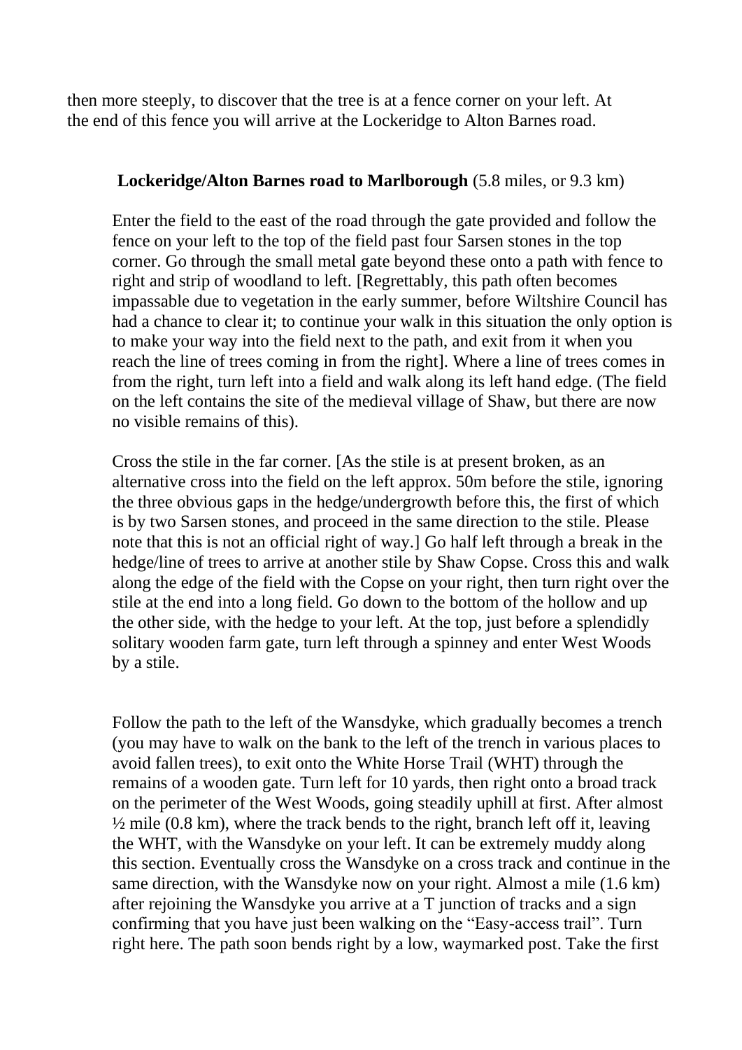then more steeply, to discover that the tree is at a fence corner on your left. At the end of this fence you will arrive at the Lockeridge to Alton Barnes road.

**Lockeridge/Alton Barnes road to Marlborough** (5.8 miles, or 9.3 km)

Enter the field to the east of the road through the gate provided and follow the fence on your left to the top of the field past four Sarsen stones in the top corner. Go through the small metal gate beyond these onto a path with fence to right and strip of woodland to left. [Regrettably, this path often becomes impassable due to vegetation in the early summer, before Wiltshire Council has had a chance to clear it; to continue your walk in this situation the only option is to make your way into the field next to the path, and exit from it when you reach the line of trees coming in from the right]. Where a line of trees comes in from the right, turn left into a field and walk along its left hand edge. (The field on the left contains the site of the medieval village of Shaw, but there are now no visible remains of this).

Cross the stile in the far corner. [As the stile is at present broken, as an alternative cross into the field on the left approx. 50m before the stile, ignoring the three obvious gaps in the hedge/undergrowth before this, the first of which is by two Sarsen stones, and proceed in the same direction to the stile. Please note that this is not an official right of way.] Go half left through a break in the hedge/line of trees to arrive at another stile by Shaw Copse. Cross this and walk along the edge of the field with the Copse on your right, then turn right over the stile at the end into a long field. Go down to the bottom of the hollow and up the other side, with the hedge to your left. At the top, just before a splendidly solitary wooden farm gate, turn left through a spinney and enter West Woods by a stile.

Follow the path to the left of the Wansdyke, which gradually becomes a trench (you may have to walk on the bank to the left of the trench in various places to avoid fallen trees), to exit onto the White Horse Trail (WHT) through the remains of a wooden gate. Turn left for 10 yards, then right onto a broad track on the perimeter of the West Woods, going steadily uphill at first. After almost ½ mile (0.8 km), where the track bends to the right, branch left off it, leaving the WHT, with the Wansdyke on your left. It can be extremely muddy along this section. Eventually cross the Wansdyke on a cross track and continue in the same direction, with the Wansdyke now on your right. Almost a mile (1.6 km) after rejoining the Wansdyke you arrive at a T junction of tracks and a sign confirming that you have just been walking on the "Easy-access trail". Turn right here. The path soon bends right by a low, waymarked post. Take the first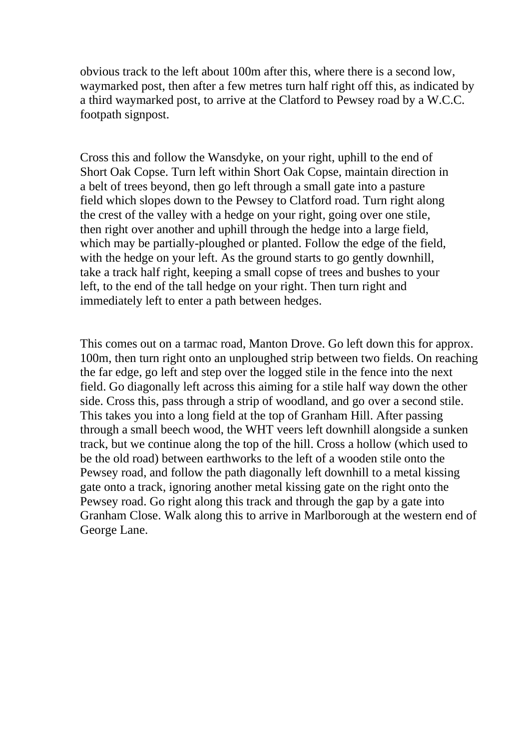obvious track to the left about 100m after this, where there is a second low, waymarked post, then after a few metres turn half right off this, as indicated by a third waymarked post, to arrive at the Clatford to Pewsey road by a W.C.C. footpath signpost.

Cross this and follow the Wansdyke, on your right, uphill to the end of Short Oak Copse. Turn left within Short Oak Copse, maintain direction in a belt of trees beyond, then go left through a small gate into a pasture field which slopes down to the Pewsey to Clatford road. Turn right along the crest of the valley with a hedge on your right, going over one stile, then right over another and uphill through the hedge into a large field, which may be partially-ploughed or planted. Follow the edge of the field, with the hedge on your left. As the ground starts to go gently downhill, take a track half right, keeping a small copse of trees and bushes to your left, to the end of the tall hedge on your right. Then turn right and immediately left to enter a path between hedges.

This comes out on a tarmac road, Manton Drove. Go left down this for approx. 100m, then turn right onto an unploughed strip between two fields. On reaching the far edge, go left and step over the logged stile in the fence into the next field. Go diagonally left across this aiming for a stile half way down the other side. Cross this, pass through a strip of woodland, and go over a second stile. This takes you into a long field at the top of Granham Hill. After passing through a small beech wood, the WHT veers left downhill alongside a sunken track, but we continue along the top of the hill. Cross a hollow (which used to be the old road) between earthworks to the left of a wooden stile onto the Pewsey road, and follow the path diagonally left downhill to a metal kissing gate onto a track, ignoring another metal kissing gate on the right onto the Pewsey road. Go right along this track and through the gap by a gate into Granham Close. Walk along this to arrive in Marlborough at the western end of George Lane.